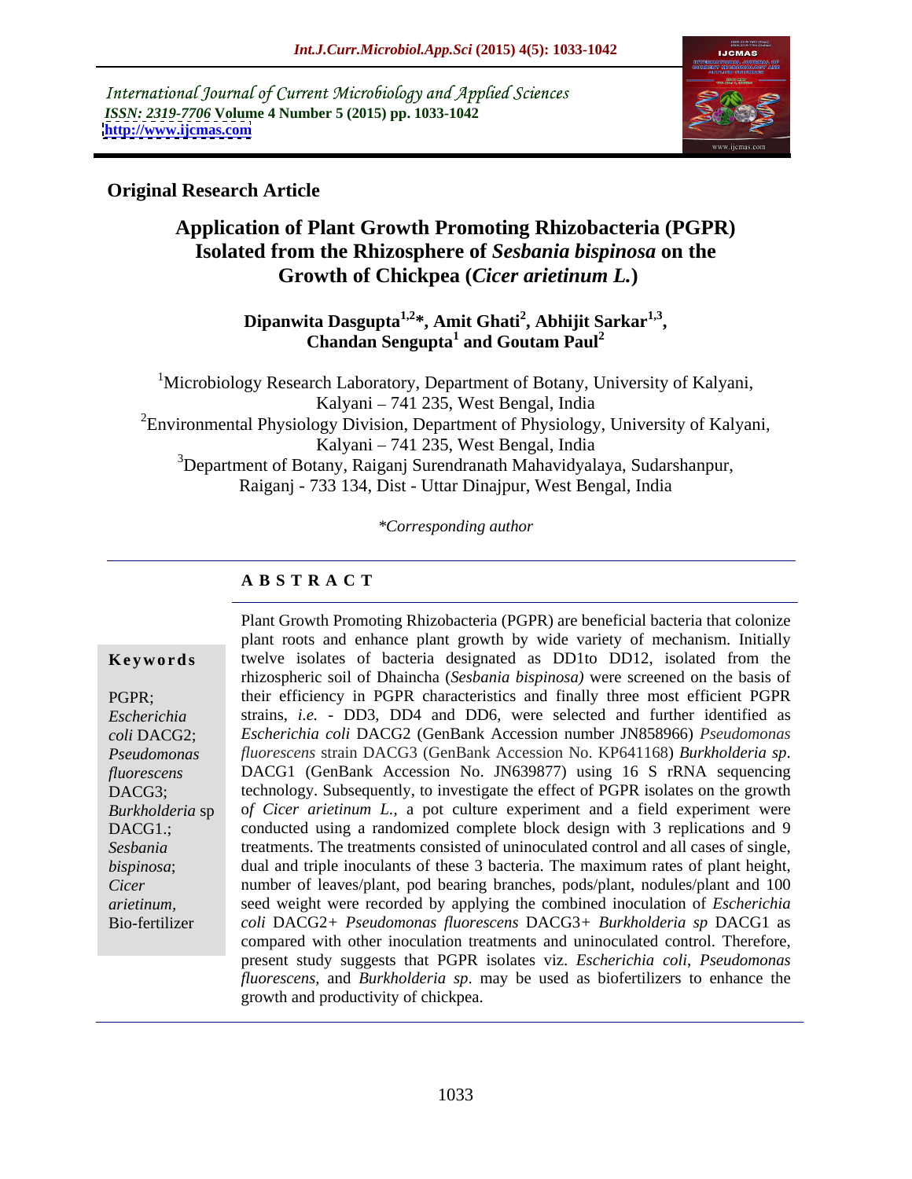International Journal of Current Microbiology and Applied Sciences
*ISSN: 2319-7706* **Volume 4 Number 5 (2015) pp. 1033-1042**
**http://www.ijcmas.com**

**Original Research Article**

# Application of Plant Growth Promoting Rhizobacteria (PGPR) Isolated from the Rhizosphere of *Sesbania bispinosa* on the Growth of Chickpea (*Cicer arietinum L.*)

**Dipanwita Dasgupta[1,2]*, Amit Ghati[2], Abhijit Sarkar[1,3], Chandan Sengupta[1] and Goutam Paul[2]**

[1]Microbiology Research Laboratory, Department of Botany, University of Kalyani, Kalyani – 741 235, West Bengal, India
[2]Environmental Physiology Division, Department of Physiology, University of Kalyani, Kalyani – 741 235, West Bengal, India
[3]Department of Botany, Raiganj Surendranath Mahavidyalaya, Sudarshanpur, Raiganj - 733 134, Dist - Uttar Dinajpur, West Bengal, India

*\*Corresponding author*

## ABSTRACT

**Keywords**

PGPR; *Escherichia coli* DACG2; *Pseudomonas fluorescens* DACG3; *Burkholderia* sp DACG1.; *Sesbania bispinosa*; *Cicer arietinum*, Bio-fertilizer

Plant Growth Promoting Rhizobacteria (PGPR) are beneficial bacteria that colonize plant roots and enhance plant growth by wide variety of mechanism. Initially twelve isolates of bacteria designated as DD1to DD12, isolated from the rhizospheric soil of Dhaincha (*Sesbania bispinosa)* were screened on the basis of their efficiency in PGPR characteristics and finally three most efficient PGPR strains, *i.e.* - DD3, DD4 and DD6, were selected and further identified as *Escherichia coli* DACG2 (GenBank Accession number JN858966) *Pseudomonas fluorescens* strain DACG3 (GenBank Accession No. KP641168) *Burkholderia sp*. DACG1 (GenBank Accession No. JN639877) using 16 S rRNA sequencing technology. Subsequently, to investigate the effect of PGPR isolates on the growth of *Cicer arietinum L.*, a pot culture experiment and a field experiment were conducted using a randomized complete block design with 3 replications and 9 treatments. The treatments consisted of uninoculated control and all cases of single, dual and triple inoculants of these 3 bacteria. The maximum rates of plant height, number of leaves/plant, pod bearing branches, pods/plant, nodules/plant and 100 seed weight were recorded by applying the combined inoculation of *Escherichia coli* DACG2+ *Pseudomonas fluorescens* DACG3+ *Burkholderia sp* DACG1 as compared with other inoculation treatments and uninoculated control. Therefore, present study suggests that PGPR isolates viz. *Escherichia coli*, *Pseudomonas fluorescens*, and *Burkholderia sp*. may be used as biofertilizers to enhance the growth and productivity of chickpea.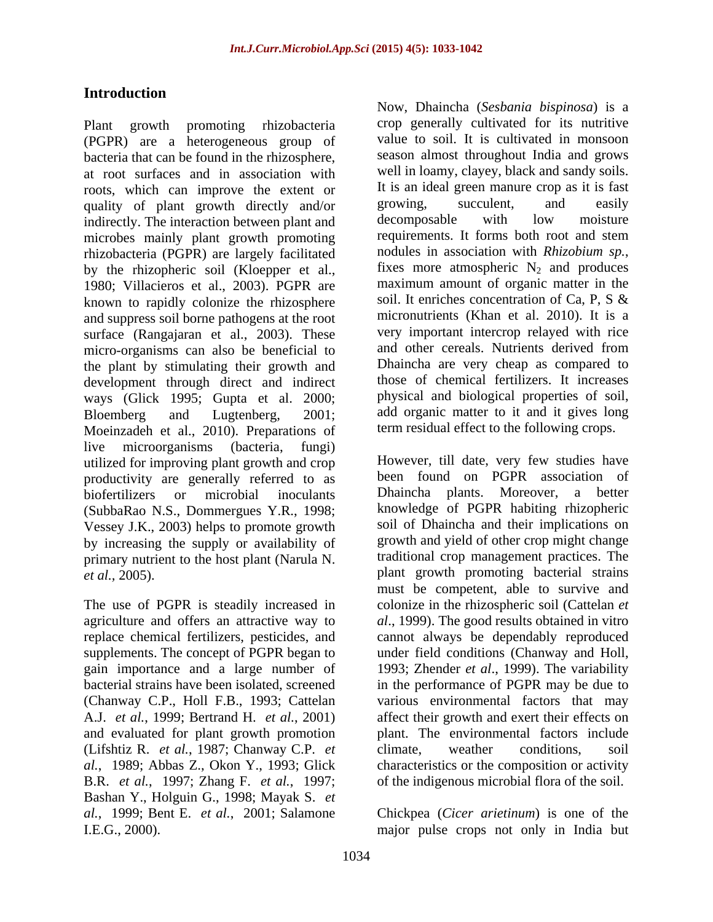## Introduction

Plant growth promoting rhizobacteria (PGPR) are a heterogeneous group of bacteria that can be found in the rhizosphere, at root surfaces and in association with roots, which can improve the extent or quality of plant growth directly and/or indirectly. The interaction between plant and microbes mainly plant growth promoting rhizobacteria (PGPR) are largely facilitated by the rhizopheric soil (Kloepper et al., 1980; Villacieros et al., 2003). PGPR are known to rapidly colonize the rhizosphere and suppress soil borne pathogens at the root surface (Rangajaran et al., 2003). These micro-organisms can also be beneficial to the plant by stimulating their growth and development through direct and indirect ways (Glick 1995; Gupta et al. 2000; Bloemberg and Lugtenberg, 2001; Moeinzadeh et al., 2010). Preparations of live microorganisms (bacteria, fungi) utilized for improving plant growth and crop productivity are generally referred to as biofertilizers or microbial inoculants (SubbaRao N.S., Dommergues Y.R., 1998; Vessey J.K., 2003) helps to promote growth by increasing the supply or availability of primary nutrient to the host plant (Narula N. *et al.*, 2005).

The use of PGPR is steadily increased in agriculture and offers an attractive way to replace chemical fertilizers, pesticides, and supplements. The concept of PGPR began to gain importance and a large number of bacterial strains have been isolated, screened (Chanway C.P., Holl F.B., 1993; Cattelan A.J. *et al.*, 1999; Bertrand H. *et al.*, 2001) and evaluated for plant growth promotion (Lifshtiz R. *et al.*, 1987; Chanway C.P. *et al.*, 1989; Abbas Z., Okon Y., 1993; Glick B.R. *et al.*, 1997; Zhang F. *et al.*, 1997; Bashan Y., Holguin G., 1998; Mayak S. *et al.*, 1999; Bent E. *et al.*, 2001; Salamone I.E.G., 2000).

Now, Dhaincha (*Sesbania bispinosa*) is a crop generally cultivated for its nutritive value to soil. It is cultivated in monsoon season almost throughout India and grows well in loamy, clayey, black and sandy soils. It is an ideal green manure crop as it is fast growing, succulent, and easily decomposable with low moisture requirements. It forms both root and stem nodules in association with *Rhizobium sp.*, fixes more atmospheric $N_2$ and produces maximum amount of organic matter in the soil. It enriches concentration of Ca, P, S & micronutrients (Khan et al. 2010). It is a very important intercrop relayed with rice and other cereals. Nutrients derived from Dhaincha are very cheap as compared to those of chemical fertilizers. It increases physical and biological properties of soil, add organic matter to it and it gives long term residual effect to the following crops.

However, till date, very few studies have been found on PGPR association of Dhaincha plants. Moreover, a better knowledge of PGPR habiting rhizopheric soil of Dhaincha and their implications on growth and yield of other crop might change traditional crop management practices. The plant growth promoting bacterial strains must be competent, able to survive and colonize in the rhizospheric soil (Cattelan *et al*., 1999). The good results obtained in vitro cannot always be dependably reproduced under field conditions (Chanway and Holl, 1993; Zhender *et al*., 1999). The variability in the performance of PGPR may be due to various environmental factors that may affect their growth and exert their effects on plant. The environmental factors include climate, weather conditions, soil characteristics or the composition or activity of the indigenous microbial flora of the soil.

Chickpea (*Cicer arietinum*) is one of the major pulse crops not only in India but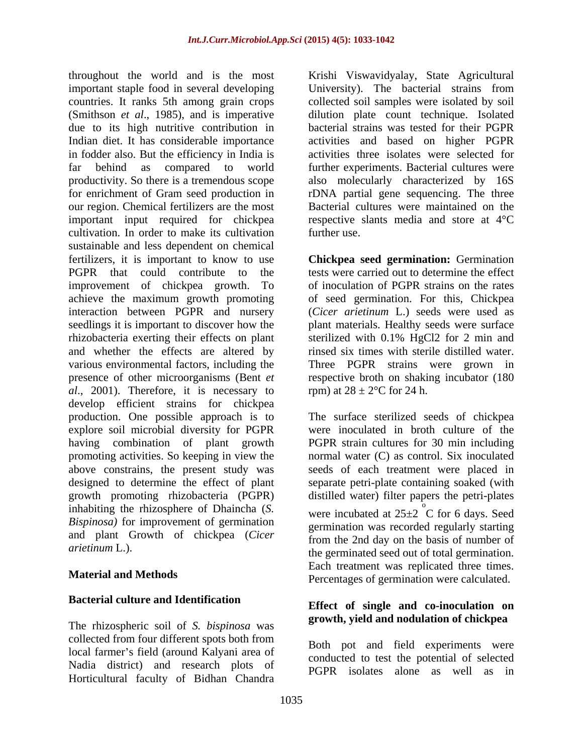throughout the world and is the most important staple food in several developing countries. It ranks 5th among grain crops (Smithson *et al*., 1985), and is imperative due to its high nutritive contribution in Indian diet. It has considerable importance in fodder also. But the efficiency in India is far behind as compared to world productivity. So there is a tremendous scope for enrichment of Gram seed production in our region. Chemical fertilizers are the most important input required for chickpea cultivation. In order to make its cultivation sustainable and less dependent on chemical fertilizers, it is important to know to use PGPR that could contribute to the improvement of chickpea growth. To achieve the maximum growth promoting interaction between PGPR and nursery seedlings it is important to discover how the rhizobacteria exerting their effects on plant and whether the effects are altered by various environmental factors, including the presence of other microorganisms (Bent *et al*., 2001). Therefore, it is necessary to develop efficient strains for chickpea production. One possible approach is to explore soil microbial diversity for PGPR having combination of plant growth promoting activities. So keeping in view the above constrains, the present study was designed to determine the effect of plant growth promoting rhizobacteria (PGPR) inhabiting the rhizosphere of Dhaincha (*S. Bispinosa)* for improvement of germination and plant Growth of chickpea (*Cicer arietinum* L.).

## Material and Methods

### Bacterial culture and Identification

The rhizospheric soil of *S. bispinosa* was collected from four different spots both from local farmer's field (around Kalyani area of Nadia district) and research plots of Horticultural faculty of Bidhan Chandra Krishi Viswavidyalay, State Agricultural University). The bacterial strains from collected soil samples were isolated by soil dilution plate count technique. Isolated bacterial strains was tested for their PGPR activities and based on higher PGPR activities three isolates were selected for further experiments. Bacterial cultures were also molecularly characterized by 16S rDNA partial gene sequencing. The three Bacterial cultures were maintained on the respective slants media and store at 4°C further use.

**Chickpea seed germination:** Germination tests were carried out to determine the effect of inoculation of PGPR strains on the rates of seed germination. For this, Chickpea (*Cicer arietinum* L.) seeds were used as plant materials. Healthy seeds were surface sterilized with 0.1% $HgCl_2$ for 2 min and rinsed six times with sterile distilled water. Three PGPR strains were grown in respective broth on shaking incubator (180 rpm) at 28 ± 2°C for 24 h.

The surface sterilized seeds of chickpea were inoculated in broth culture of the PGPR strain cultures for 30 min including normal water (C) as control. Six inoculated seeds of each treatment were placed in separate petri-plate containing soaked (with distilled water) filter papers the petri-plates were incubated at 25±2 °C for 6 days. Seed germination was recorded regularly starting from the 2nd day on the basis of number of the germinated seed out of total germination. Each treatment was replicated three times. Percentages of germination were calculated.

### Effect of single and co-inoculation on growth, yield and nodulation of chickpea

Both pot and field experiments were conducted to test the potential of selected PGPR isolates alone as well as in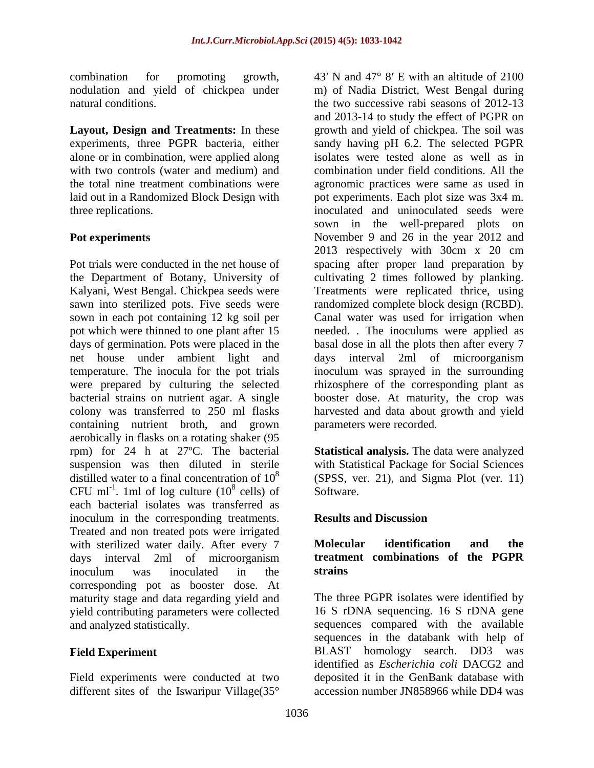combination for promoting growth, nodulation and yield of chickpea under natural conditions.

**Layout, Design and Treatments:** In these experiments, three PGPR bacteria, either alone or in combination, were applied along with two controls (water and medium) and the total nine treatment combinations were laid out in a Randomized Block Design with three replications.

## Pot experiments

Pot trials were conducted in the net house of the Department of Botany, University of Kalyani, West Bengal. Chickpea seeds were sawn into sterilized pots. Five seeds were sown in each pot containing 12 kg soil per pot which were thinned to one plant after 15 days of germination. Pots were placed in the net house under ambient light and temperature. The inocula for the pot trials were prepared by culturing the selected bacterial strains on nutrient agar. A single colony was transferred to 250 ml flasks containing nutrient broth, and grown aerobically in flasks on a rotating shaker (95 rpm) for 24 h at 27ºC. The bacterial suspension was then diluted in sterile distilled water to a final concentration of $10^8$ CFU $ml^{-1}$. 1ml of log culture ($10^8$ cells) of each bacterial isolates was transferred as inoculum in the corresponding treatments. Treated and non treated pots were irrigated with sterilized water daily. After every 7 days interval 2ml of microorganism inoculum was inoculated in the corresponding pot as booster dose. At maturity stage and data regarding yield and yield contributing parameters were collected and analyzed statistically.

## Field Experiment

Field experiments were conducted at two different sites of the Iswaripur Village(35° 43′ N and 47° 8′ E with an altitude of 2100 m) of Nadia District, West Bengal during the two successive rabi seasons of 2012-13 and 2013-14 to study the effect of PGPR on growth and yield of chickpea. The soil was sandy having pH 6.2. The selected PGPR isolates were tested alone as well as in combination under field conditions. All the agronomic practices were same as used in pot experiments. Each plot size was 3x4 m. inoculated and uninoculated seeds were sown in the well-prepared plots on November 9 and 26 in the year 2012 and 2013 respectively with 30cm x 20 cm spacing after proper land preparation by cultivating 2 times followed by planking. Treatments were replicated thrice, using randomized complete block design (RCBD). Canal water was used for irrigation when needed. . The inoculums were applied as basal dose in all the plots then after every 7 days interval 2ml of microorganism inoculum was sprayed in the surrounding rhizosphere of the corresponding plant as booster dose. At maturity, the crop was harvested and data about growth and yield parameters were recorded.

**Statistical analysis.** The data were analyzed with Statistical Package for Social Sciences (SPSS, ver. 21), and Sigma Plot (ver. 11) Software.

# Results and Discussion

## Molecular identification and the treatment combinations of the PGPR strains

The three PGPR isolates were identified by 16 S rDNA sequencing. 16 S rDNA gene sequences compared with the available sequences in the databank with help of BLAST homology search. DD3 was identified as *Escherichia coli* DACG2 and deposited it in the GenBank database with accession number JN858966 while DD4 was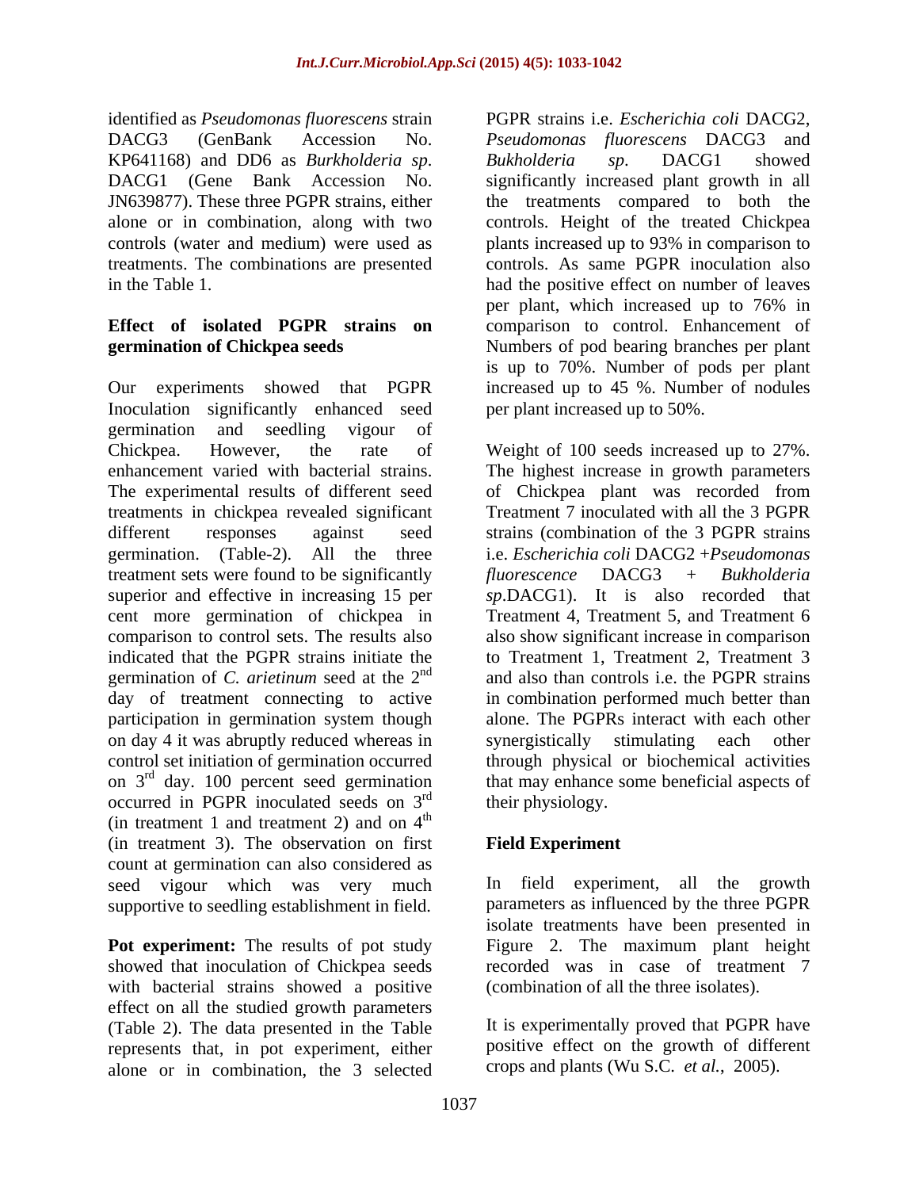identified as *Pseudomonas fluorescens* strain DACG3 (GenBank Accession No. KP641168) and DD6 as *Burkholderia sp*. DACG1 (Gene Bank Accession No. JN639877). These three PGPR strains, either alone or in combination, along with two controls (water and medium) were used as treatments. The combinations are presented in the Table 1.

**Effect of isolated PGPR strains on germination of Chickpea seeds**

Our experiments showed that PGPR Inoculation significantly enhanced seed germination and seedling vigour of Chickpea. However, the rate of enhancement varied with bacterial strains. The experimental results of different seed treatments in chickpea revealed significant different responses against seed germination. (Table-2). All the three treatment sets were found to be significantly superior and effective in increasing 15 per cent more germination of chickpea in comparison to control sets. The results also indicated that the PGPR strains initiate the germination of *C. arietinum* seed at the 2nd day of treatment connecting to active participation in germination system though on day 4 it was abruptly reduced whereas in control set initiation of germination occurred on 3rd day. 100 percent seed germination occurred in PGPR inoculated seeds on 3rd (in treatment 1 and treatment 2) and on 4th (in treatment 3). The observation on first count at germination can also considered as seed vigour which was very much supportive to seedling establishment in field.

**Pot experiment:** The results of pot study showed that inoculation of Chickpea seeds with bacterial strains showed a positive effect on all the studied growth parameters (Table 2). The data presented in the Table represents that, in pot experiment, either alone or in combination, the 3 selected PGPR strains i.e. *Escherichia coli* DACG2, *Pseudomonas fluorescens* DACG3 and *Bukholderia sp*. DACG1 showed significantly increased plant growth in all the treatments compared to both the controls. Height of the treated Chickpea plants increased up to 93% in comparison to controls. As same PGPR inoculation also had the positive effect on number of leaves per plant, which increased up to 76% in comparison to control. Enhancement of Numbers of pod bearing branches per plant is up to 70%. Number of pods per plant increased up to 45 %. Number of nodules per plant increased up to 50%.

Weight of 100 seeds increased up to 27%. The highest increase in growth parameters of Chickpea plant was recorded from Treatment 7 inoculated with all the 3 PGPR strains (combination of the 3 PGPR strains i.e. *Escherichia coli* DACG2 +*Pseudomonas fluorescence* DACG3 + *Bukholderia sp*.DACG1). It is also recorded that Treatment 4, Treatment 5, and Treatment 6 also show significant increase in comparison to Treatment 1, Treatment 2, Treatment 3 and also than controls i.e. the PGPR strains in combination performed much better than alone. The PGPRs interact with each other synergistically stimulating each other through physical or biochemical activities that may enhance some beneficial aspects of their physiology.

**Field Experiment**

In field experiment, all the growth parameters as influenced by the three PGPR isolate treatments have been presented in Figure 2. The maximum plant height recorded was in case of treatment 7 (combination of all the three isolates).

It is experimentally proved that PGPR have positive effect on the growth of different crops and plants (Wu S.C. *et al.*, 2005).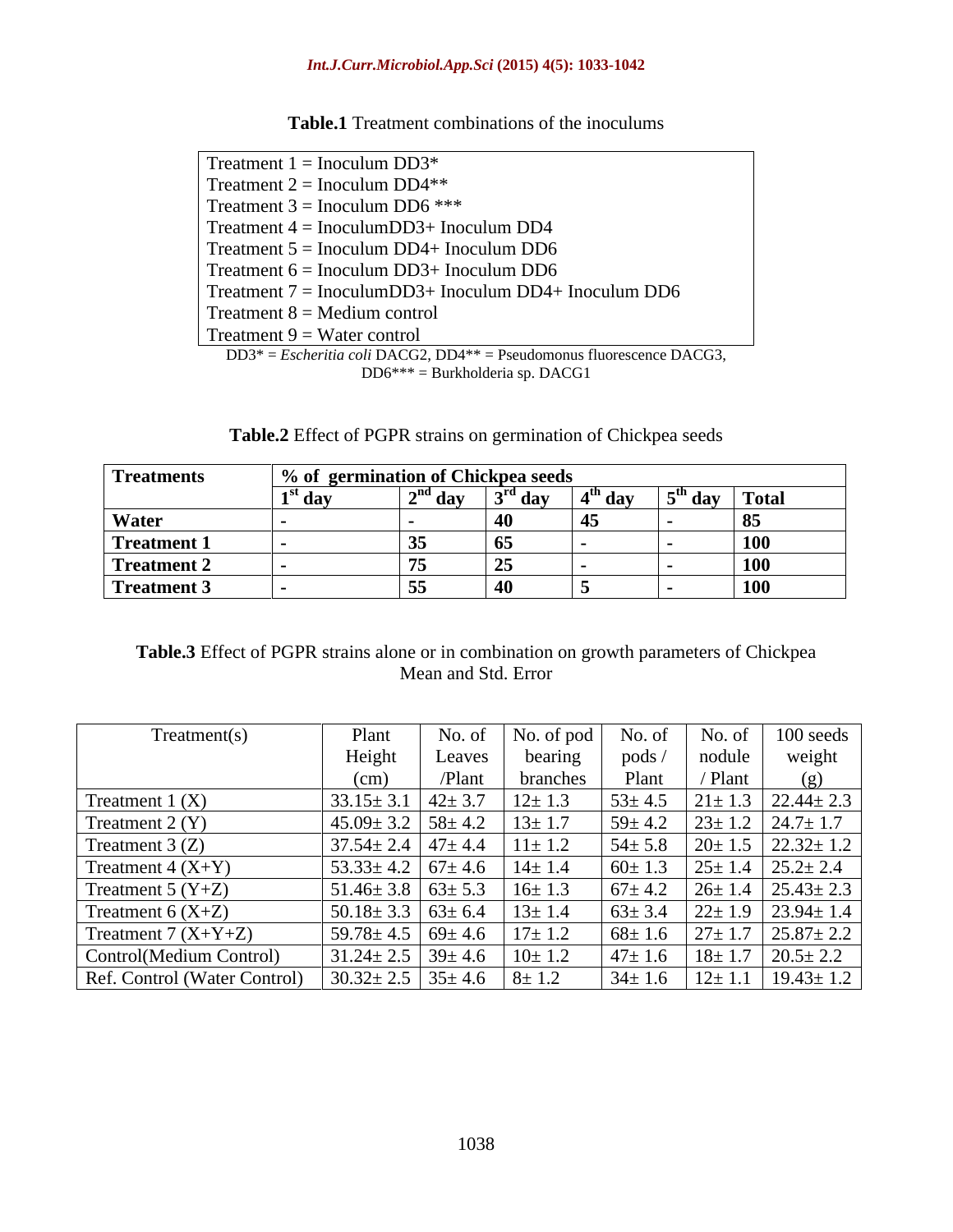**Table.1** Treatment combinations of the inoculums

| |
|---|
| Treatment 1 = Inoculum DD3* |
| Treatment 2 = Inoculum DD4** |
| Treatment 3 = Inoculum DD6 *** |
| Treatment 4 = InoculumDD3+ Inoculum DD4 |
| Treatment 5 = Inoculum DD4+ Inoculum DD6 |
| Treatment 6 = Inoculum DD3+ Inoculum DD6 |
| Treatment 7 = InoculumDD3+ Inoculum DD4+ Inoculum DD6 |
| Treatment 8 = Medium control |
| Treatment 9 = Water control |

DD3* = *Escheritia coli* DACG2, DD4** = Pseudomonus fluorescence DACG3, DD6*** = Burkholderia sp. DACG1

**Table.2** Effect of PGPR strains on germination of Chickpea seeds

| **Treatments** | **% of germination of Chickpea seeds** | | | | | |
|---|---|---|---|---|---|---|
| | **1st day** | **2nd day** | **3rd day** | **4th day** | **5th day** | **Total** |
| **Water** | **-** | **-** | **40** | **45** | **-** | **85** |
| **Treatment 1** | **-** | **35** | **65** | **-** | **-** | **100** |
| **Treatment 2** | **-** | **75** | **25** | **-** | **-** | **100** |
| **Treatment 3** | **-** | **55** | **40** | **5** | **-** | **100** |

**Table.3** Effect of PGPR strains alone or in combination on growth parameters of Chickpea Mean and Std. Error

| Treatment(s) | Plant Height (cm) | No. of Leaves /Plant | No. of pod bearing branches | No. of pods / Plant | No. of nodule / Plant | 100 seeds weight (g) |
|---|---|---|---|---|---|---|
| Treatment 1 (X) | 33.15± 3.1 | 42± 3.7 | 12± 1.3 | 53± 4.5 | 21± 1.3 | 22.44± 2.3 |
| Treatment 2 (Y) | 45.09± 3.2 | 58± 4.2 | 13± 1.7 | 59± 4.2 | 23± 1.2 | 24.7± 1.7 |
| Treatment 3 (Z) | 37.54± 2.4 | 47± 4.4 | 11± 1.2 | 54± 5.8 | 20± 1.5 | 22.32± 1.2 |
| Treatment 4 (X+Y) | 53.33± 4.2 | 67± 4.6 | 14± 1.4 | 60± 1.3 | 25± 1.4 | 25.2± 2.4 |
| Treatment 5 (Y+Z) | 51.46± 3.8 | 63± 5.3 | 16± 1.3 | 67± 4.2 | 26± 1.4 | 25.43± 2.3 |
| Treatment 6 (X+Z) | 50.18± 3.3 | 63± 6.4 | 13± 1.4 | 63± 3.4 | 22± 1.9 | 23.94± 1.4 |
| Treatment 7 (X+Y+Z) | 59.78± 4.5 | 69± 4.6 | 17± 1.2 | 68± 1.6 | 27± 1.7 | 25.87± 2.2 |
| Control(Medium Control) | 31.24± 2.5 | 39± 4.6 | 10± 1.2 | 47± 1.6 | 18± 1.7 | 20.5± 2.2 |
| Ref. Control (Water Control) | 30.32± 2.5 | 35± 4.6 | 8± 1.2 | 34± 1.6 | 12± 1.1 | 19.43± 1.2 |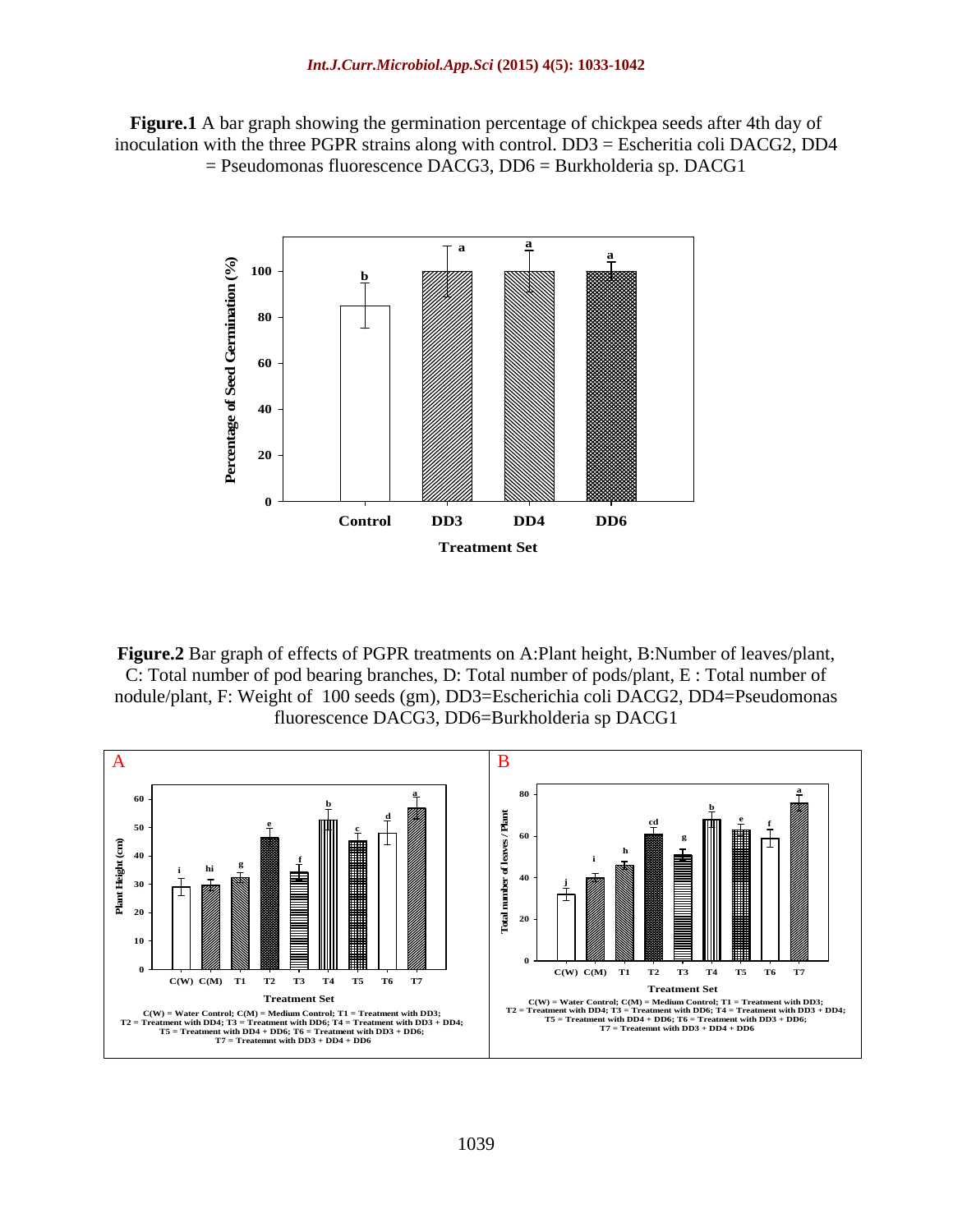**Figure.1** A bar graph showing the germination percentage of chickpea seeds after 4th day of inoculation with the three PGPR strains along with control. DD3 = Escheritia coli DACG2, DD4 = Pseudomonas fluorescence DACG3, DD6 = Burkholderia sp. DACG1

**Figure.2** Bar graph of effects of PGPR treatments on A:Plant height, B:Number of leaves/plant, C: Total number of pod bearing branches, D: Total number of pods/plant, E : Total number of nodule/plant, F: Weight of 100 seeds (gm), DD3=Escherichia coli DACG2, DD4=Pseudomonas fluorescence DACG3, DD6=Burkholderia sp DACG1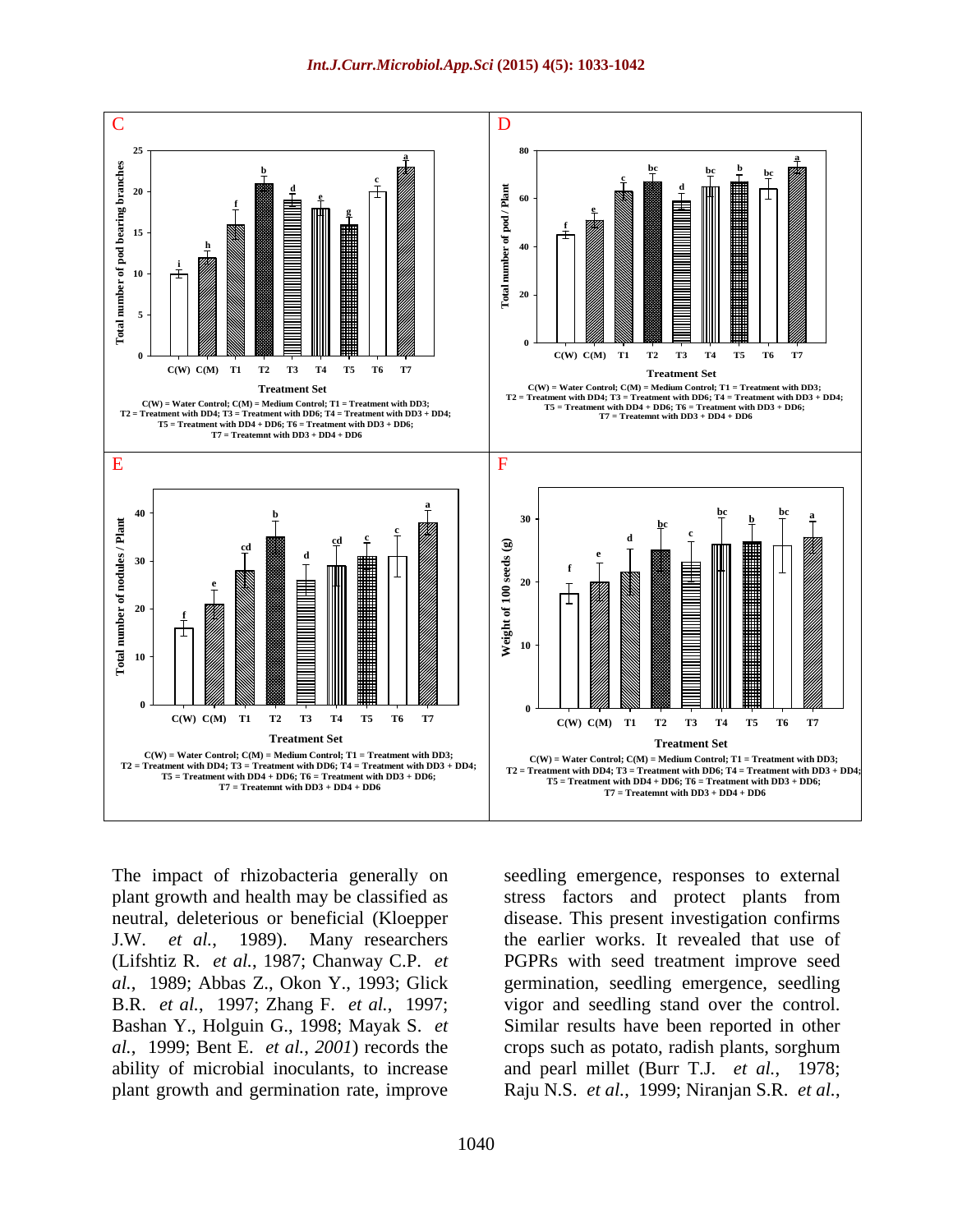C

Total number of pod bearing branches

C(W) C(M) T1 T2 T3 T4 T5 T6 T7

Treatment Set

C(W) = Water Control; C(M) = Medium Control; T1 = Treatment with DD3;
T2 = Treatment with DD4; T3 = Treatment with DD6; T4 = Treatment with DD3 + DD4;
T5 = Treatment with DD4 + DD6; T6 = Treatment with DD3 + DD6;
T7 = Treatemnt with DD3 + DD4 + DD6

D

Total number of pod / Plant

C(W) C(M) T1 T2 T3 T4 T5 T6 T7

Treatment Set

C(W) = Water Control; C(M) = Medium Control; T1 = Treatment with DD3;
T2 = Treatment with DD4; T3 = Treatment with DD6; T4 = Treatment with DD3 + DD4;
T5 = Treatment with DD4 + DD6; T6 = Treatment with DD3 + DD6;
T7 = Treatemnt with DD3 + DD4 + DD6

E

Total number of nodules / Plant

C(W) C(M) T1 T2 T3 T4 T5 T6 T7

Treatment Set

C(W) = Water Control; C(M) = Medium Control; T1 = Treatment with DD3;
T2 = Treatment with DD4; T3 = Treatment with DD6; T4 = Treatment with DD3 + DD4;
T5 = Treatment with DD4 + DD6; T6 = Treatment with DD3 + DD6;
T7 = Treatemnt with DD3 + DD4 + DD6

F

Weight of 100 seeds (g)

C(W) C(M) T1 T2 T3 T4 T5 T6 T7

Treatment Set

C(W) = Water Control; C(M) = Medium Control; T1 = Treatment with DD3;
T2 = Treatment with DD4; T3 = Treatment with DD6; T4 = Treatment with DD3 + DD4;
T5 = Treatment with DD4 + DD6; T6 = Treatment with DD3 + DD6;
T7 = Treatemnt with DD3 + DD4 + DD6

The impact of rhizobacteria generally on plant growth and health may be classified as neutral, deleterious or beneficial (Kloepper J.W. *et al.*, 1989). Many researchers (Lifshtiz R. *et al.*, 1987; Chanway C.P. *et al.*, 1989; Abbas Z., Okon Y., 1993; Glick B.R. *et al.*, 1997; Zhang F. *et al.*, 1997; Bashan Y., Holguin G., 1998; Mayak S. *et al.*, 1999; Bent E. *et al.*, *2001*) records the ability of microbial inoculants, to increase plant growth and germination rate, improve seedling emergence, responses to external stress factors and protect plants from disease. This present investigation confirms the earlier works. It revealed that use of PGPRs with seed treatment improve seed germination, seedling emergence, seedling vigor and seedling stand over the control. Similar results have been reported in other crops such as potato, radish plants, sorghum and pearl millet (Burr T.J. *et al.*, 1978; Raju N.S. *et al.*, 1999; Niranjan S.R. *et al.*,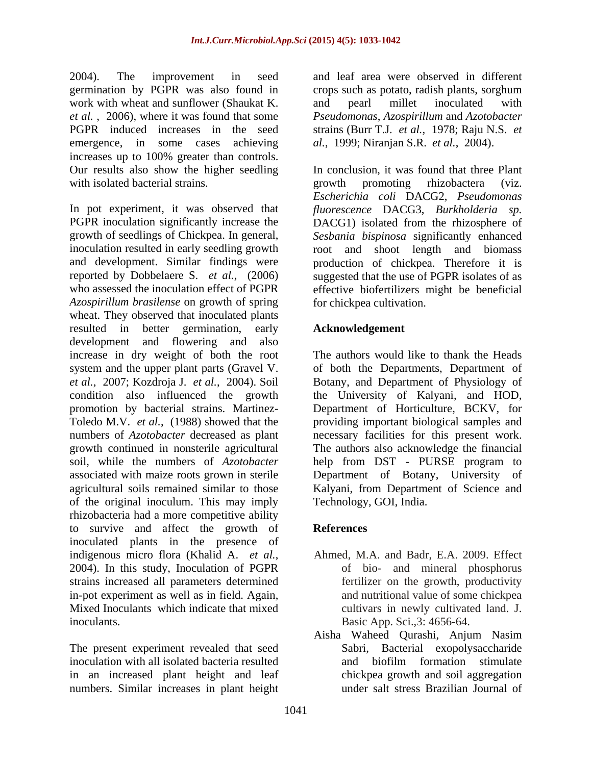2004). The improvement in seed germination by PGPR was also found in work with wheat and sunflower (Shaukat K. *et al.* , 2006), where it was found that some PGPR induced increases in the seed emergence, in some cases achieving increases up to 100% greater than controls. Our results also show the higher seedling with isolated bacterial strains.

In pot experiment, it was observed that PGPR inoculation significantly increase the growth of seedlings of Chickpea. In general, inoculation resulted in early seedling growth and development. Similar findings were reported by Dobbelaere S. *et al.*, (2006) who assessed the inoculation effect of PGPR *Azospirillum brasilense* on growth of spring wheat. They observed that inoculated plants resulted in better germination, early development and flowering and also increase in dry weight of both the root system and the upper plant parts (Gravel V. *et al.*, 2007; Kozdroja J. *et al.*, 2004). Soil condition also influenced the growth promotion by bacterial strains. Martinez-Toledo M.V. *et al.*, (1988) showed that the numbers of *Azotobacter* decreased as plant growth continued in nonsterile agricultural soil, while the numbers of *Azotobacter* associated with maize roots grown in sterile agricultural soils remained similar to those of the original inoculum. This may imply rhizobacteria had a more competitive ability to survive and affect the growth of inoculated plants in the presence of indigenous micro flora (Khalid A. *et al.*, 2004). In this study, Inoculation of PGPR strains increased all parameters determined in-pot experiment as well as in field. Again, Mixed Inoculants which indicate that mixed inoculants.

The present experiment revealed that seed inoculation with all isolated bacteria resulted in an increased plant height and leaf numbers. Similar increases in plant height and leaf area were observed in different crops such as potato, radish plants, sorghum and pearl millet inoculated with *Pseudomonas*, *Azospirillum* and *Azotobacter* strains (Burr T.J. *et al.*, 1978; Raju N.S. *et al.*, 1999; Niranjan S.R. *et al.*, 2004).

In conclusion, it was found that three Plant growth promoting rhizobacteria (viz. *Escherichia coli* DACG2, *Pseudomonas fluorescence* DACG3, *Burkholderia sp.* DACG1) isolated from the rhizosphere of *Sesbania bispinosa* significantly enhanced root and shoot length and biomass production of chickpea. Therefore it is suggested that the use of PGPR isolates of as effective biofertilizers might be beneficial for chickpea cultivation.

## Acknowledgement

The authors would like to thank the Heads of both the Departments, Department of Botany, and Department of Physiology of the University of Kalyani, and HOD, Department of Horticulture, BCKV, for providing important biological samples and necessary facilities for this present work. The authors also acknowledge the financial help from DST - PURSE program to Department of Botany, University of Kalyani, from Department of Science and Technology, GOI, India.

## References

Ahmed, M.A. and Badr, E.A. 2009. Effect of bio- and mineral phosphorus fertilizer on the growth, productivity and nutritional value of some chickpea cultivars in newly cultivated land. J. Basic App. Sci.,3: 4656-64.

Aisha Waheed Qurashi, Anjum Nasim Sabri, Bacterial exopolysaccharide and biofilm formation stimulate chickpea growth and soil aggregation under salt stress Brazilian Journal of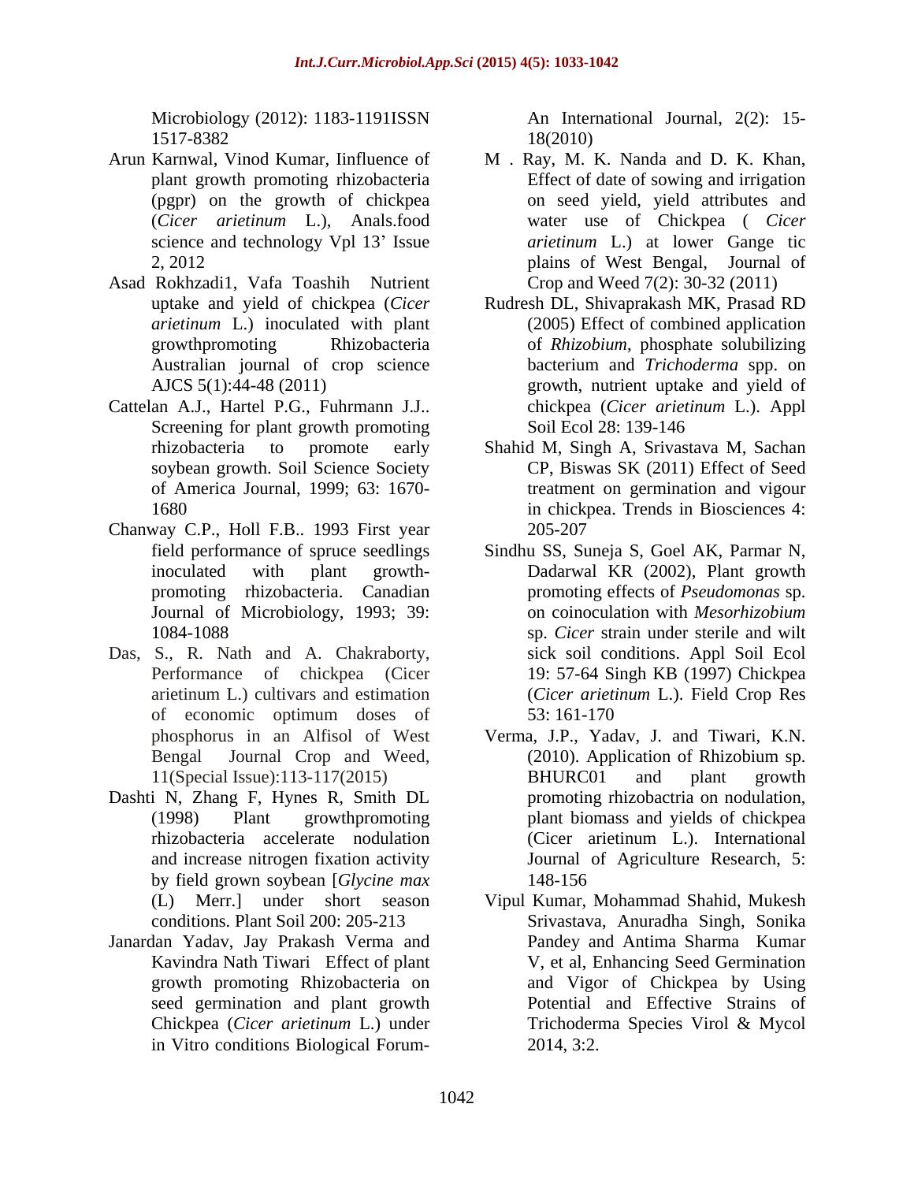Microbiology (2012): 1183-1191ISSN 1517-8382

Arun Karnwal, Vinod Kumar, Iinfluence of plant growth promoting rhizobacteria (pgpr) on the growth of chickpea (*Cicer arietinum* L.), Anals.food science and technology Vpl 13' Issue 2, 2012

Asad Rokhzadi1, Vafa Toashih Nutrient uptake and yield of chickpea (*Cicer arietinum* L.) inoculated with plant growthpromoting Rhizobacteria Australian journal of crop science AJCS 5(1):44-48 (2011)

Cattelan A.J., Hartel P.G., Fuhrmann J.J.. Screening for plant growth promoting rhizobacteria to promote early soybean growth. Soil Science Society of America Journal, 1999; 63: 1670-1680

Chanway C.P., Holl F.B.. 1993 First year field performance of spruce seedlings inoculated with plant growth-promoting rhizobacteria. Canadian Journal of Microbiology, 1993; 39: 1084-1088

Das, S., R. Nath and A. Chakraborty, Performance of chickpea (Cicer arietinum L.) cultivars and estimation of economic optimum doses of phosphorus in an Alfisol of West Bengal Journal Crop and Weed, 11(Special Issue):113-117(2015)

Dashti N, Zhang F, Hynes R, Smith DL (1998) Plant growthpromoting rhizobacteria accelerate nodulation and increase nitrogen fixation activity by field grown soybean [*Glycine max* (L) Merr.] under short season conditions. Plant Soil 200: 205-213

Janardan Yadav, Jay Prakash Verma and Kavindra Nath Tiwari Effect of plant growth promoting Rhizobacteria on seed germination and plant growth Chickpea (*Cicer arietinum* L.) under in Vitro conditions Biological Forum-An International Journal, 2(2): 15-18(2010)

M . Ray, M. K. Nanda and D. K. Khan, Effect of date of sowing and irrigation on seed yield, yield attributes and water use of Chickpea ( *Cicer arietinum* L.) at lower Gange tic plains of West Bengal, Journal of Crop and Weed 7(2): 30-32 (2011)

Rudresh DL, Shivaprakash MK, Prasad RD (2005) Effect of combined application of *Rhizobium*, phosphate solubilizing bacterium and *Trichoderma* spp. on growth, nutrient uptake and yield of chickpea (*Cicer arietinum* L.). Appl Soil Ecol 28: 139-146

Shahid M, Singh A, Srivastava M, Sachan CP, Biswas SK (2011) Effect of Seed treatment on germination and vigour in chickpea. Trends in Biosciences 4: 205-207

Sindhu SS, Suneja S, Goel AK, Parmar N, Dadarwal KR (2002), Plant growth promoting effects of *Pseudomonas* sp. on coinoculation with *Mesorhizobium* sp. *Cicer* strain under sterile and wilt sick soil conditions. Appl Soil Ecol 19: 57-64 Singh KB (1997) Chickpea (*Cicer arietinum* L.). Field Crop Res 53: 161-170

Verma, J.P., Yadav, J. and Tiwari, K.N. (2010). Application of Rhizobium sp. BHURC01 and plant growth promoting rhizobactria on nodulation, plant biomass and yields of chickpea (Cicer arietinum L.). International Journal of Agriculture Research, 5: 148-156

Vipul Kumar, Mohammad Shahid, Mukesh Srivastava, Anuradha Singh, Sonika Pandey and Antima Sharma Kumar V, et al, Enhancing Seed Germination and Vigor of Chickpea by Using Potential and Effective Strains of Trichoderma Species Virol & Mycol 2014, 3:2.